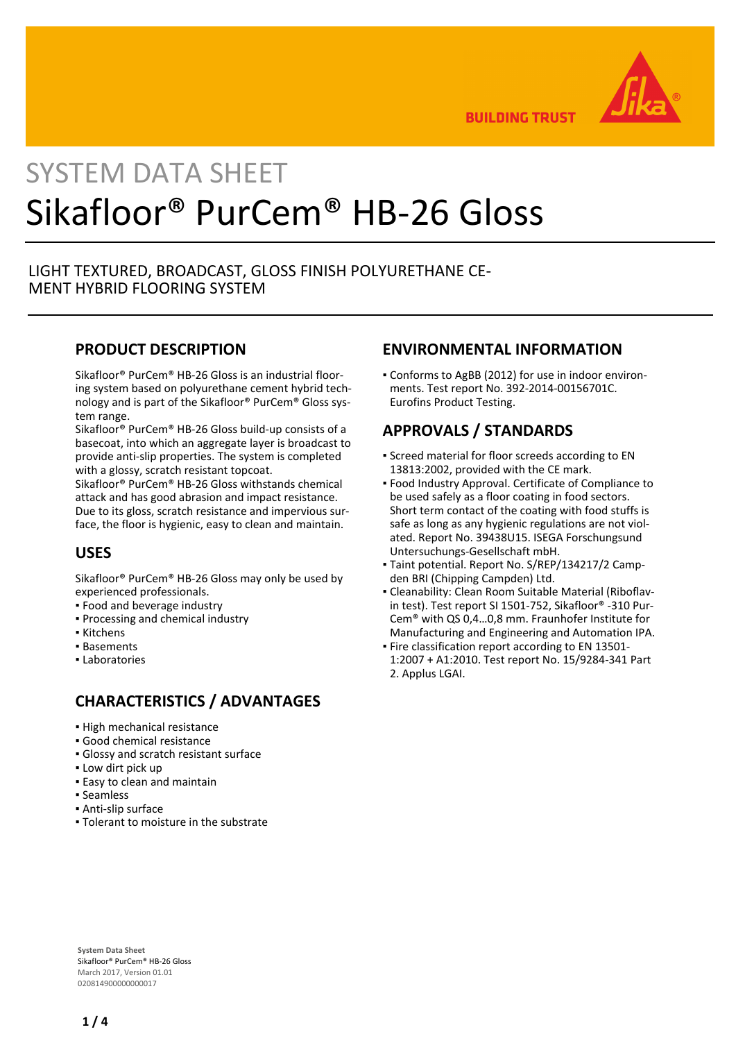# SYSTEM DATA SHEET

# Sikafloor® PurCem® HB-26 Gloss

LIGHT TEXTURED, BROADCAST, GLOSS FINISH POLYURETHANE CEMENT HYBRID FLOORING SYSTEM

## PRODUCT DESCRIPTION

Sikafloor® PurCem® HB-26 Gloss is an industrial flooring system based on polyurethane cement hybrid technology and is part of the Sikafloor® PurCem® Gloss system range.

Sikafloor® PurCem® HB-26 Gloss build-up consists of a basecoat, into which an aggregate layer is broadcast to provide anti-slip properties. The system is completed with a glossy, scratch resistant topcoat.

Sikafloor® PurCem® HB-26 Gloss withstands chemical attack and has good abrasion and impact resistance. Due to its gloss, scratch resistance and impervious surface, the floor is hygienic, easy to clean and maintain.

## USES

Sikafloor® PurCem® HB-26 Gloss may only be used by experienced professionals.

- Food and beverage industry
- Processing and chemical industry
- Kitchens
- Basements
- Laboratories

## CHARACTERISTICS / ADVANTAGES

- High mechanical resistance
- Good chemical resistance
- Glossy and scratch resistant surface
- Low dirt pick up
- Easy to clean and maintain
- Seamless
- Anti-slip surface
- Tolerant to moisture in the substrate

## ENVIRONMENTAL INFORMATION

- Conforms to AgBB (2012) for use in indoor environments. Test report No. 392-2014-00156701C. Eurofins Product Testing.

## APPROVALS / STANDARDS

- Screed material for floor screeds according to EN 13813:2002, provided with the CE mark.
- Food Industry Approval. Certificate of Compliance to be used safely as a floor coating in food sectors. Short term contact of the coating with food stuffs is safe as long as any hygienic regulations are not violated. Report No. 39438U15. ISEGA Forschungsund Untersuchungs-Gesellschaft mbH.
- Taint potential. Report No. S/REP/134217/2 Campden BRI (Chipping Campden) Ltd.
- Cleanability: Clean Room Suitable Material (Riboflavin test). Test report SI 1501-752, Sikafloor® -310 PurCem® with QS 0,4...0,8 mm. Fraunhofer Institute for Manufacturing and Engineering and Automation IPA.
- Fire classification report according to EN 13501-1:2007 + A1:2010. Test report No. 15/9284-341 Part 2. Applus LGAI.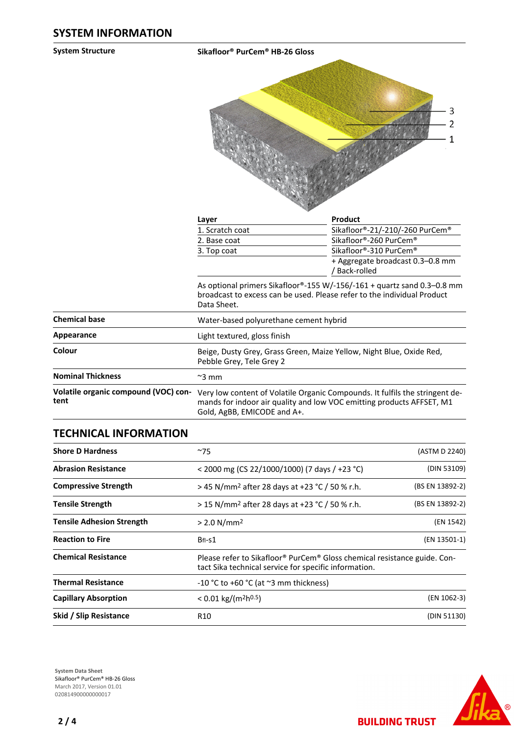## SYSTEM INFORMATION

**System Structure**

**Sikafloor® PurCem® HB-26 Gloss**

| Layer | Product |
|---|---|
| 1. Scratch coat | Sikafloor®-21/-210/-260 PurCem® |
| 2. Base coat | Sikafloor®-260 PurCem® |
| 3. Top coat | Sikafloor®-310 PurCem® |
| | + Aggregate broadcast 0.3–0.8 mm / Back-rolled |

As optional primers Sikafloor®-155 W/-156/-161 + quartz sand 0.3–0.8 mm broadcast to excess can be used. Please refer to the individual Product Data Sheet.

| | |
|---|---|
| **Chemical base** | Water-based polyurethane cement hybrid |
| **Appearance** | Light textured, gloss finish |
| **Colour** | Beige, Dusty Grey, Grass Green, Maize Yellow, Night Blue, Oxide Red, Pebble Grey, Tele Grey 2 |
| **Nominal Thickness** | ~3 mm |
| **Volatile organic compound (VOC) content** | Very low content of Volatile Organic Compounds. It fulfils the stringent demands for indoor air quality and low VOC emitting products AFFSET, M1 Gold, AgBB, EMICODE and A+. |

## TECHNICAL INFORMATION

| | | |
|---|---|---|
| **Shore D Hardness** | ~75 | (ASTM D 2240) |
| **Abrasion Resistance** | < 2000 mg (CS 22/1000/1000) (7 days / +23 °C) | (DIN 53109) |
| **Compressive Strength** | > 45 N/mm² after 28 days at +23 °C / 50 % r.h. | (BS EN 13892-2) |
| **Tensile Strength** | > 15 N/mm² after 28 days at +23 °C / 50 % r.h. | (BS EN 13892-2) |
| **Tensile Adhesion Strength** | > 2.0 N/mm² | (EN 1542) |
| **Reaction to Fire** | $B_{fl}$-s1 | (EN 13501-1) |
| **Chemical Resistance** | Please refer to Sikafloor® PurCem® Gloss chemical resistance guide. Contact Sika technical service for specific information. | |
| **Thermal Resistance** | -10 °C to +60 °C (at ~3 mm thickness) | |
| **Capillary Absorption** | < 0.01 kg/($m^2h^{0.5}$) | (EN 1062-3) |
| **Skid / Slip Resistance** | R10 | (DIN 51130) |

System Data Sheet
Sikafloor® PurCem® HB-26 Gloss
March 2017, Version 01.01
020814900000000017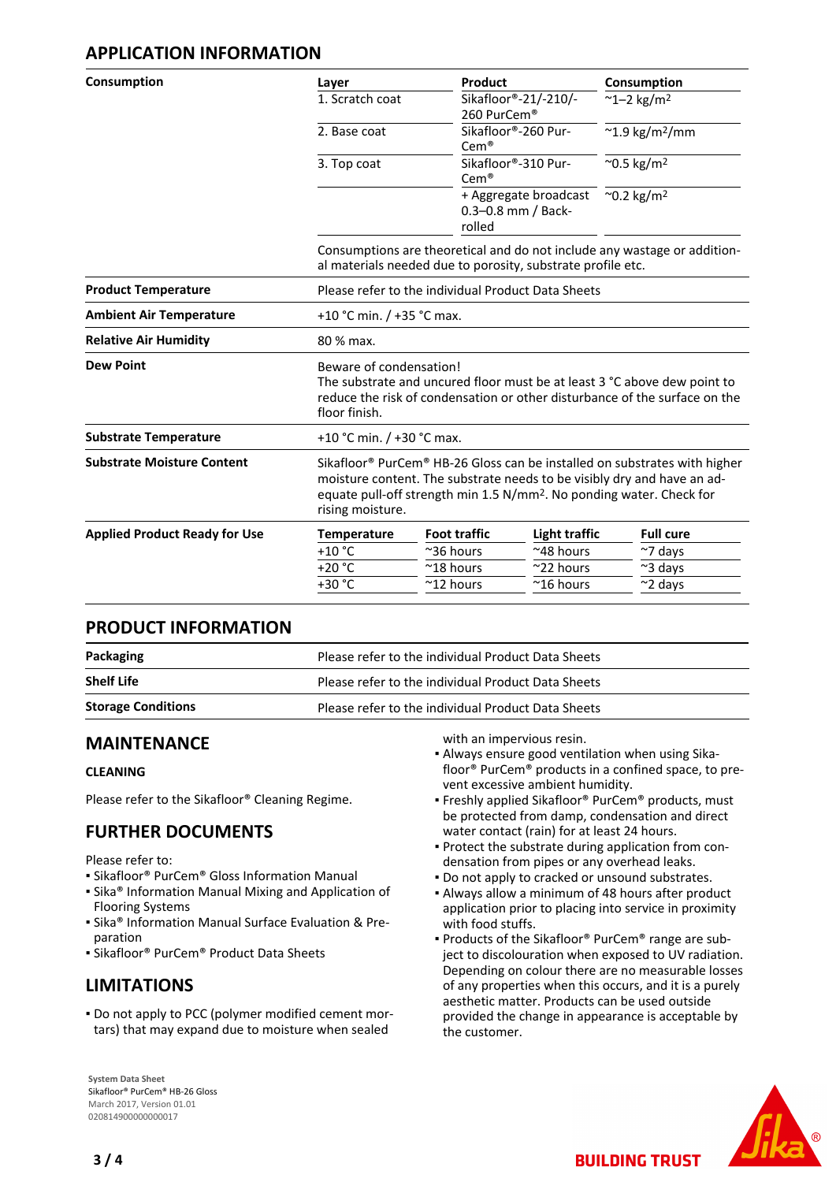## APPLICATION INFORMATION

**Consumption**

| Layer | Product | Consumption |
|---|---|---|
| 1. Scratch coat | Sikafloor®-21/-210/-260 PurCem® | ~1–2 kg/m$^2$ |
| 2. Base coat | Sikafloor®-260 PurCem® | ~1.9 kg/m$^2$/mm |
| 3. Top coat | Sikafloor®-310 PurCem® | ~0.5 kg/m$^2$ |
| | + Aggregate broadcast 0.3–0.8 mm / Back-rolled | ~0.2 kg/m$^2$ |

Consumptions are theoretical and do not include any wastage or additional materials needed due to porosity, substrate profile etc.

| | |
|---|---|
| **Product Temperature** | Please refer to the individual Product Data Sheets |
| **Ambient Air Temperature** | +10 °C min. / +35 °C max. |
| **Relative Air Humidity** | 80 % max. |
| **Dew Point** | Beware of condensation! The substrate and uncured floor must be at least 3 °C above dew point to reduce the risk of condensation or other disturbance of the surface on the floor finish. |
| **Substrate Temperature** | +10 °C min. / +30 °C max. |
| **Substrate Moisture Content** | Sikafloor® PurCem® HB-26 Gloss can be installed on substrates with higher moisture content. The substrate needs to be visibly dry and have an adequate pull-off strength min 1.5 N/mm$^2$. No ponding water. Check for rising moisture. |

**Applied Product Ready for Use**

| Temperature | Foot traffic | Light traffic | Full cure |
|---|---|---|---|
| +10 °C | ~36 hours | ~48 hours | ~7 days |
| +20 °C | ~18 hours | ~22 hours | ~3 days |
| +30 °C | ~12 hours | ~16 hours | ~2 days |

## PRODUCT INFORMATION

| | |
|---|---|
| **Packaging** | Please refer to the individual Product Data Sheets |
| **Shelf Life** | Please refer to the individual Product Data Sheets |
| **Storage Conditions** | Please refer to the individual Product Data Sheets |

## MAINTENANCE

### CLEANING

Please refer to the Sikafloor® Cleaning Regime.

## FURTHER DOCUMENTS

Please refer to:
- Sikafloor® PurCem® Gloss Information Manual
- Sika® Information Manual Mixing and Application of Flooring Systems
- Sika® Information Manual Surface Evaluation & Preparation
- Sikafloor® PurCem® Product Data Sheets

## LIMITATIONS

- Do not apply to PCC (polymer modified cement mortars) that may expand due to moisture when sealed with an impervious resin.
- Always ensure good ventilation when using Sikafloor® PurCem® products in a confined space, to prevent excessive ambient humidity.
- Freshly applied Sikafloor® PurCem® products, must be protected from damp, condensation and direct water contact (rain) for at least 24 hours.
- Protect the substrate during application from condensation from pipes or any overhead leaks.
- Do not apply to cracked or unsound substrates.
- Always allow a minimum of 48 hours after product application prior to placing into service in proximity with food stuffs.
- Products of the Sikafloor® PurCem® range are subject to discolouration when exposed to UV radiation. Depending on colour there are no measurable losses of any properties when this occurs, and it is a purely aesthetic matter. Products can be used outside provided the change in appearance is acceptable by the customer.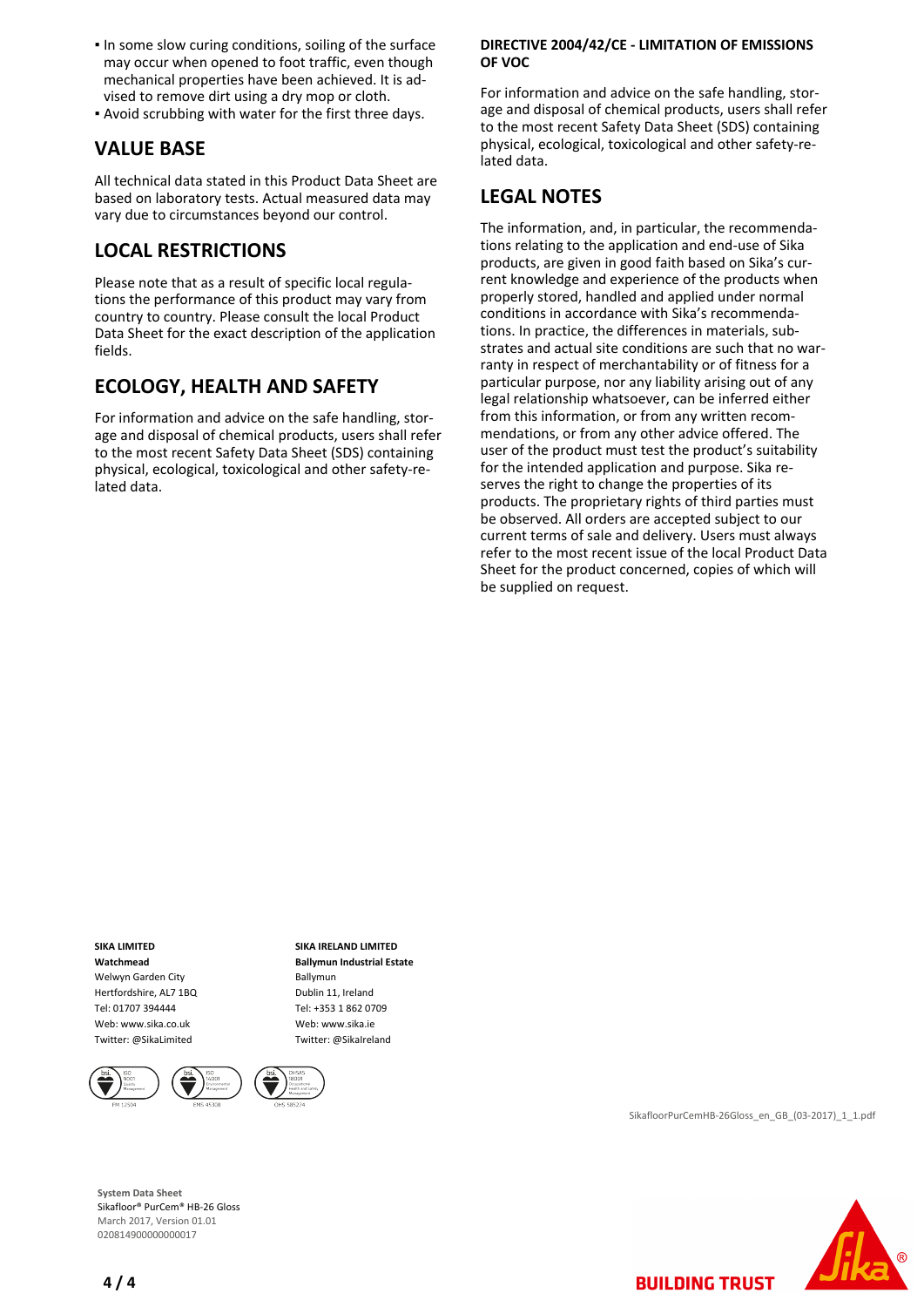- In some slow curing conditions, soiling of the surface may occur when opened to foot traffic, even though mechanical properties have been achieved. It is advised to remove dirt using a dry mop or cloth.
- Avoid scrubbing with water for the first three days.

## VALUE BASE

All technical data stated in this Product Data Sheet are based on laboratory tests. Actual measured data may vary due to circumstances beyond our control.

## LOCAL RESTRICTIONS

Please note that as a result of specific local regulations the performance of this product may vary from country to country. Please consult the local Product Data Sheet for the exact description of the application fields.

## ECOLOGY, HEALTH AND SAFETY

For information and advice on the safe handling, storage and disposal of chemical products, users shall refer to the most recent Safety Data Sheet (SDS) containing physical, ecological, toxicological and other safety-related data.

**DIRECTIVE 2004/42/CE - LIMITATION OF EMISSIONS OF VOC**

For information and advice on the safe handling, storage and disposal of chemical products, users shall refer to the most recent Safety Data Sheet (SDS) containing physical, ecological, toxicological and other safety-related data.

## LEGAL NOTES

The information, and, in particular, the recommendations relating to the application and end-use of Sika products, are given in good faith based on Sika's current knowledge and experience of the products when properly stored, handled and applied under normal conditions in accordance with Sika's recommendations. In practice, the differences in materials, substrates and actual site conditions are such that no warranty in respect of merchantability or of fitness for a particular purpose, nor any liability arising out of any legal relationship whatsoever, can be inferred either from this information, or from any written recommendations, or from any other advice offered. The user of the product must test the product's suitability for the intended application and purpose. Sika reserves the right to change the properties of its products. The proprietary rights of third parties must be observed. All orders are accepted subject to our current terms of sale and delivery. Users must always refer to the most recent issue of the local Product Data Sheet for the product concerned, copies of which will be supplied on request.

**SIKA LIMITED**
**Watchmead**
Welwyn Garden City
Hertfordshire, AL7 1BQ
Tel: 01707 394444
Web: www.sika.co.uk
Twitter: @SikaLimited

**SIKA IRELAND LIMITED**
**Ballymun Industrial Estate**
Ballymun
Dublin 11, Ireland
Tel: +353 1 862 0709
Web: www.sika.ie
Twitter: @SikaIreland

FM 12504 EMS 45308 OHS 585274

SikafloorPurCemHB-26Gloss_en_GB_(03-2017)_1_1.pdf

**System Data Sheet**
Sikafloor® PurCem® HB-26 Gloss
March 2017, Version 01.01
020814900000000017

**BUILDING TRUST**